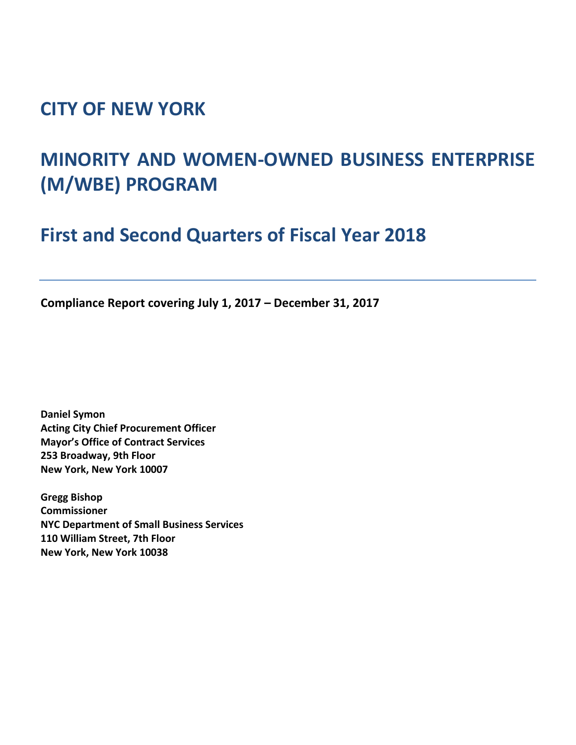# CITY OF NEW YORK

# MINORITY AND WOMEN-OWNED BUSINESS ENTERPRISE (M/WBE) PROGRAM

## First and Second Quarters of Fiscal Year 2018

---

**Compliance Report covering July 1, 2017 – December 31, 2017**

**Daniel Symon**
**Acting City Chief Procurement Officer**
**Mayor's Office of Contract Services**
**253 Broadway, 9th Floor**
**New York, New York 10007**

**Gregg Bishop**
**Commissioner**
**NYC Department of Small Business Services**
**110 William Street, 7th Floor**
**New York, New York 10038**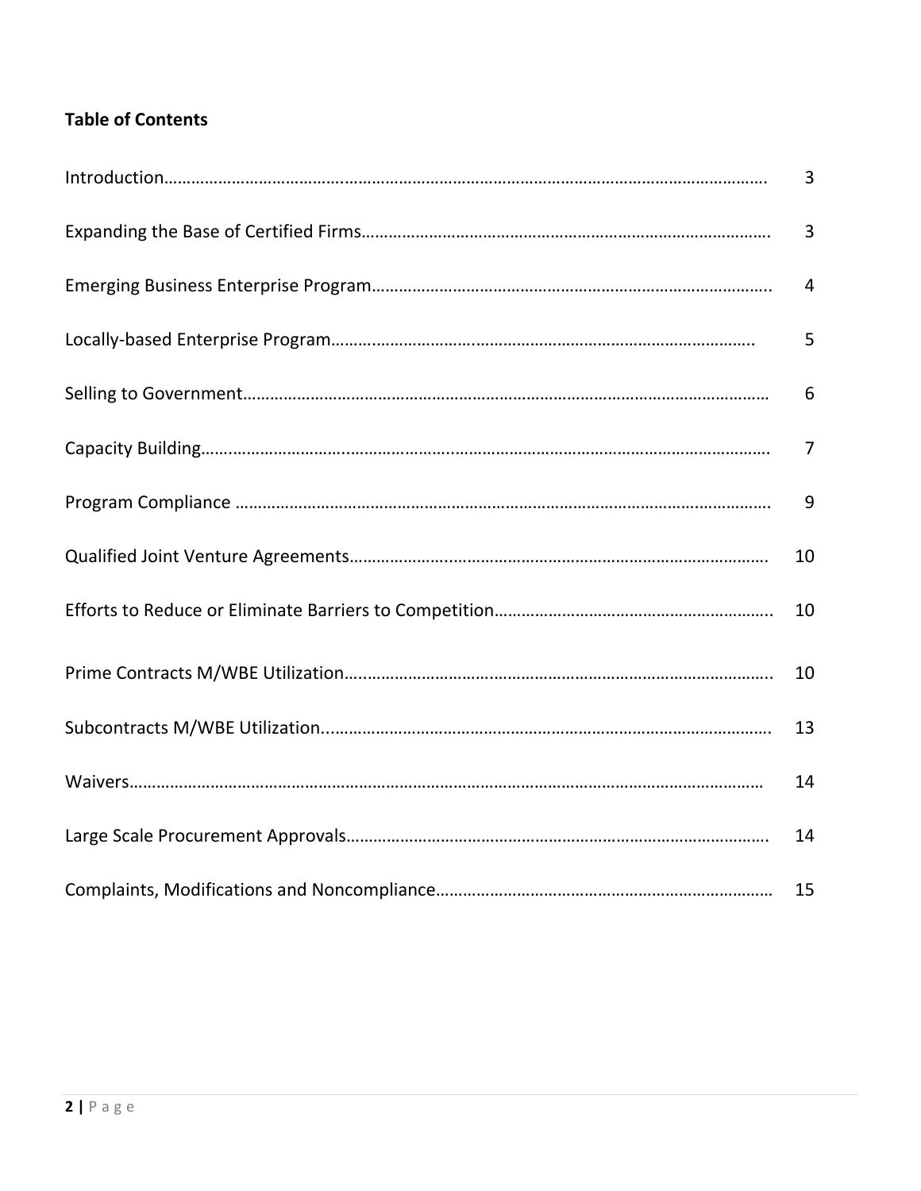**Table of Contents**

| | |
|---|---|
| Introduction | 3 |
| Expanding the Base of Certified Firms | 3 |
| Emerging Business Enterprise Program | 4 |
| Locally-based Enterprise Program | 5 |
| Selling to Government | 6 |
| Capacity Building | 7 |
| Program Compliance | 9 |
| Qualified Joint Venture Agreements | 10 |
| Efforts to Reduce or Eliminate Barriers to Competition | 10 |
| Prime Contracts M/WBE Utilization | 10 |
| Subcontracts M/WBE Utilization | 13 |
| Waivers | 14 |
| Large Scale Procurement Approvals | 14 |
| Complaints, Modifications and Noncompliance | 15 |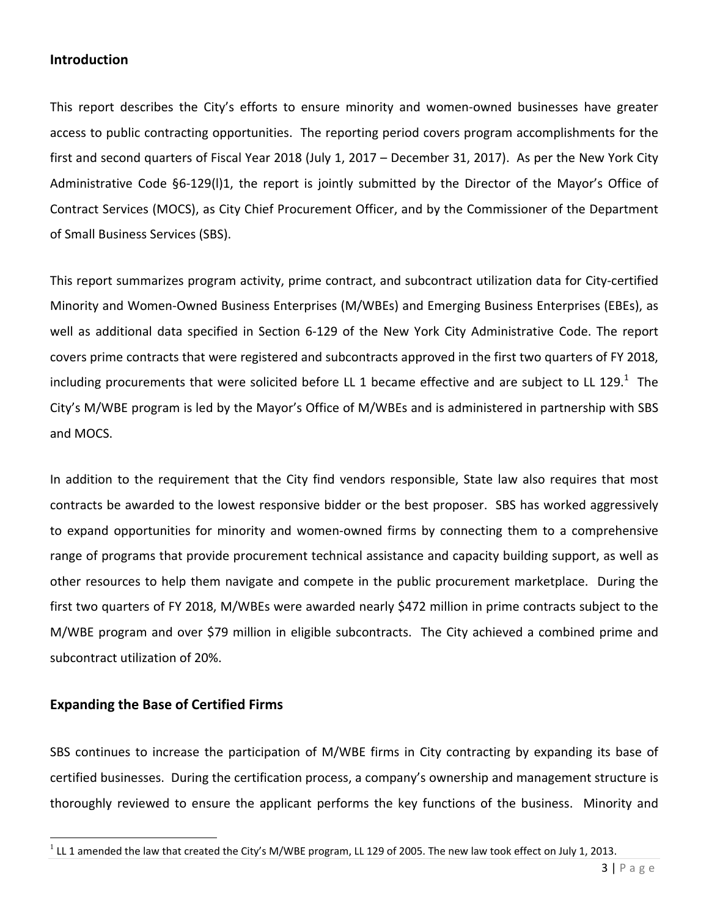## Introduction

This report describes the City's efforts to ensure minority and women-owned businesses have greater access to public contracting opportunities. The reporting period covers program accomplishments for the first and second quarters of Fiscal Year 2018 (July 1, 2017 – December 31, 2017). As per the New York City Administrative Code §6-129(l)1, the report is jointly submitted by the Director of the Mayor's Office of Contract Services (MOCS), as City Chief Procurement Officer, and by the Commissioner of the Department of Small Business Services (SBS).

This report summarizes program activity, prime contract, and subcontract utilization data for City-certified Minority and Women-Owned Business Enterprises (M/WBEs) and Emerging Business Enterprises (EBEs), as well as additional data specified in Section 6-129 of the New York City Administrative Code. The report covers prime contracts that were registered and subcontracts approved in the first two quarters of FY 2018, including procurements that were solicited before LL 1 became effective and are subject to LL 129.[1] The City's M/WBE program is led by the Mayor's Office of M/WBEs and is administered in partnership with SBS and MOCS.

In addition to the requirement that the City find vendors responsible, State law also requires that most contracts be awarded to the lowest responsive bidder or the best proposer. SBS has worked aggressively to expand opportunities for minority and women-owned firms by connecting them to a comprehensive range of programs that provide procurement technical assistance and capacity building support, as well as other resources to help them navigate and compete in the public procurement marketplace. During the first two quarters of FY 2018, M/WBEs were awarded nearly $472 million in prime contracts subject to the M/WBE program and over $79 million in eligible subcontracts. The City achieved a combined prime and subcontract utilization of 20%.

## Expanding the Base of Certified Firms

SBS continues to increase the participation of M/WBE firms in City contracting by expanding its base of certified businesses. During the certification process, a company's ownership and management structure is thoroughly reviewed to ensure the applicant performs the key functions of the business. Minority and

[1] LL 1 amended the law that created the City's M/WBE program, LL 129 of 2005. The new law took effect on July 1, 2013.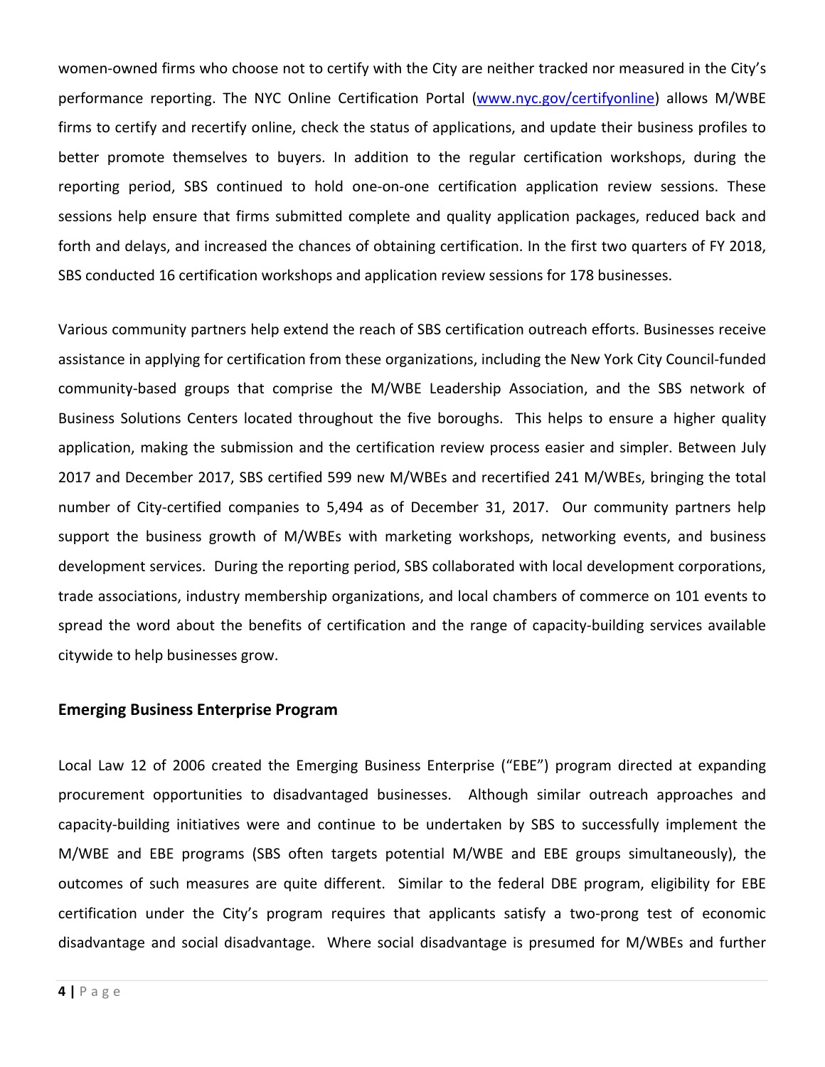women-owned firms who choose not to certify with the City are neither tracked nor measured in the City's performance reporting. The NYC Online Certification Portal ([www.nyc.gov/certifyonline](www.nyc.gov/certifyonline)) allows M/WBE firms to certify and recertify online, check the status of applications, and update their business profiles to better promote themselves to buyers. In addition to the regular certification workshops, during the reporting period, SBS continued to hold one-on-one certification application review sessions. These sessions help ensure that firms submitted complete and quality application packages, reduced back and forth and delays, and increased the chances of obtaining certification. In the first two quarters of FY 2018, SBS conducted 16 certification workshops and application review sessions for 178 businesses.

Various community partners help extend the reach of SBS certification outreach efforts. Businesses receive assistance in applying for certification from these organizations, including the New York City Council-funded community-based groups that comprise the M/WBE Leadership Association, and the SBS network of Business Solutions Centers located throughout the five boroughs. This helps to ensure a higher quality application, making the submission and the certification review process easier and simpler. Between July 2017 and December 2017, SBS certified 599 new M/WBEs and recertified 241 M/WBEs, bringing the total number of City-certified companies to 5,494 as of December 31, 2017. Our community partners help support the business growth of M/WBEs with marketing workshops, networking events, and business development services. During the reporting period, SBS collaborated with local development corporations, trade associations, industry membership organizations, and local chambers of commerce on 101 events to spread the word about the benefits of certification and the range of capacity-building services available citywide to help businesses grow.

## Emerging Business Enterprise Program

Local Law 12 of 2006 created the Emerging Business Enterprise ("EBE") program directed at expanding procurement opportunities to disadvantaged businesses. Although similar outreach approaches and capacity-building initiatives were and continue to be undertaken by SBS to successfully implement the M/WBE and EBE programs (SBS often targets potential M/WBE and EBE groups simultaneously), the outcomes of such measures are quite different. Similar to the federal DBE program, eligibility for EBE certification under the City's program requires that applicants satisfy a two-prong test of economic disadvantage and social disadvantage. Where social disadvantage is presumed for M/WBEs and further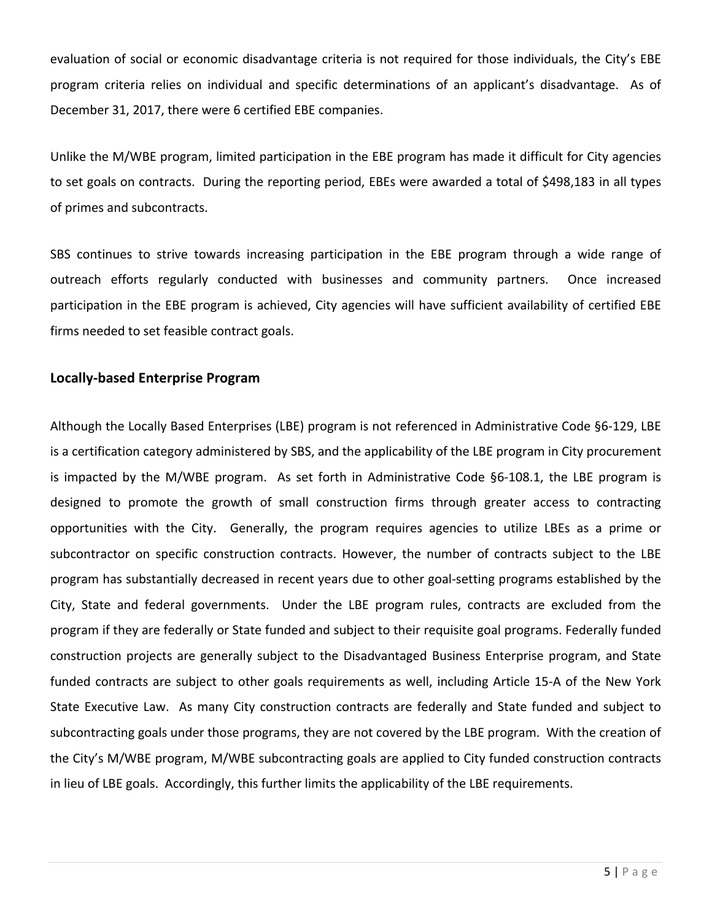evaluation of social or economic disadvantage criteria is not required for those individuals, the City's EBE program criteria relies on individual and specific determinations of an applicant's disadvantage. As of December 31, 2017, there were 6 certified EBE companies.

Unlike the M/WBE program, limited participation in the EBE program has made it difficult for City agencies to set goals on contracts. During the reporting period, EBEs were awarded a total of $498,183 in all types of primes and subcontracts.

SBS continues to strive towards increasing participation in the EBE program through a wide range of outreach efforts regularly conducted with businesses and community partners. Once increased participation in the EBE program is achieved, City agencies will have sufficient availability of certified EBE firms needed to set feasible contract goals.

## Locally-based Enterprise Program

Although the Locally Based Enterprises (LBE) program is not referenced in Administrative Code §6-129, LBE is a certification category administered by SBS, and the applicability of the LBE program in City procurement is impacted by the M/WBE program. As set forth in Administrative Code §6-108.1, the LBE program is designed to promote the growth of small construction firms through greater access to contracting opportunities with the City. Generally, the program requires agencies to utilize LBEs as a prime or subcontractor on specific construction contracts. However, the number of contracts subject to the LBE program has substantially decreased in recent years due to other goal-setting programs established by the City, State and federal governments. Under the LBE program rules, contracts are excluded from the program if they are federally or State funded and subject to their requisite goal programs. Federally funded construction projects are generally subject to the Disadvantaged Business Enterprise program, and State funded contracts are subject to other goals requirements as well, including Article 15-A of the New York State Executive Law. As many City construction contracts are federally and State funded and subject to subcontracting goals under those programs, they are not covered by the LBE program. With the creation of the City's M/WBE program, M/WBE subcontracting goals are applied to City funded construction contracts in lieu of LBE goals. Accordingly, this further limits the applicability of the LBE requirements.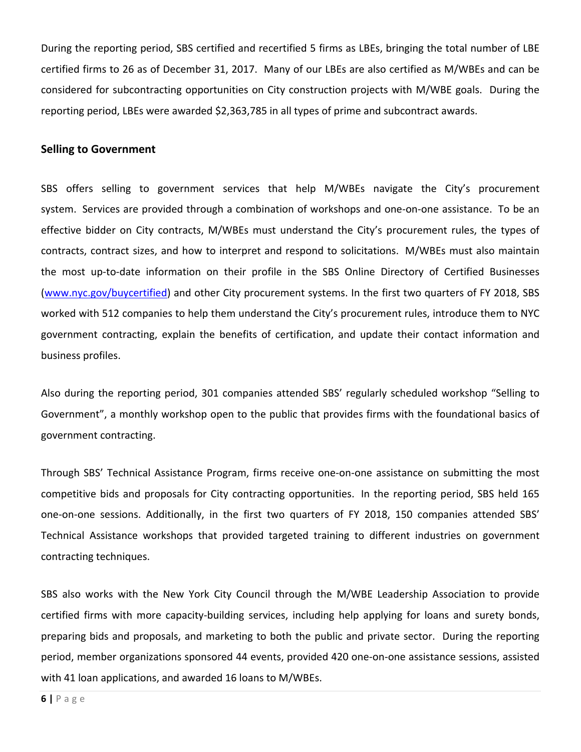During the reporting period, SBS certified and recertified 5 firms as LBEs, bringing the total number of LBE certified firms to 26 as of December 31, 2017. Many of our LBEs are also certified as M/WBEs and can be considered for subcontracting opportunities on City construction projects with M/WBE goals. During the reporting period, LBEs were awarded $2,363,785 in all types of prime and subcontract awards.

**Selling to Government**

SBS offers selling to government services that help M/WBEs navigate the City's procurement system. Services are provided through a combination of workshops and one-on-one assistance. To be an effective bidder on City contracts, M/WBEs must understand the City's procurement rules, the types of contracts, contract sizes, and how to interpret and respond to solicitations. M/WBEs must also maintain the most up-to-date information on their profile in the SBS Online Directory of Certified Businesses (www.nyc.gov/buycertified) and other City procurement systems. In the first two quarters of FY 2018, SBS worked with 512 companies to help them understand the City's procurement rules, introduce them to NYC government contracting, explain the benefits of certification, and update their contact information and business profiles.

Also during the reporting period, 301 companies attended SBS' regularly scheduled workshop "Selling to Government", a monthly workshop open to the public that provides firms with the foundational basics of government contracting.

Through SBS' Technical Assistance Program, firms receive one-on-one assistance on submitting the most competitive bids and proposals for City contracting opportunities. In the reporting period, SBS held 165 one-on-one sessions. Additionally, in the first two quarters of FY 2018, 150 companies attended SBS' Technical Assistance workshops that provided targeted training to different industries on government contracting techniques.

SBS also works with the New York City Council through the M/WBE Leadership Association to provide certified firms with more capacity-building services, including help applying for loans and surety bonds, preparing bids and proposals, and marketing to both the public and private sector. During the reporting period, member organizations sponsored 44 events, provided 420 one-on-one assistance sessions, assisted with 41 loan applications, and awarded 16 loans to M/WBEs.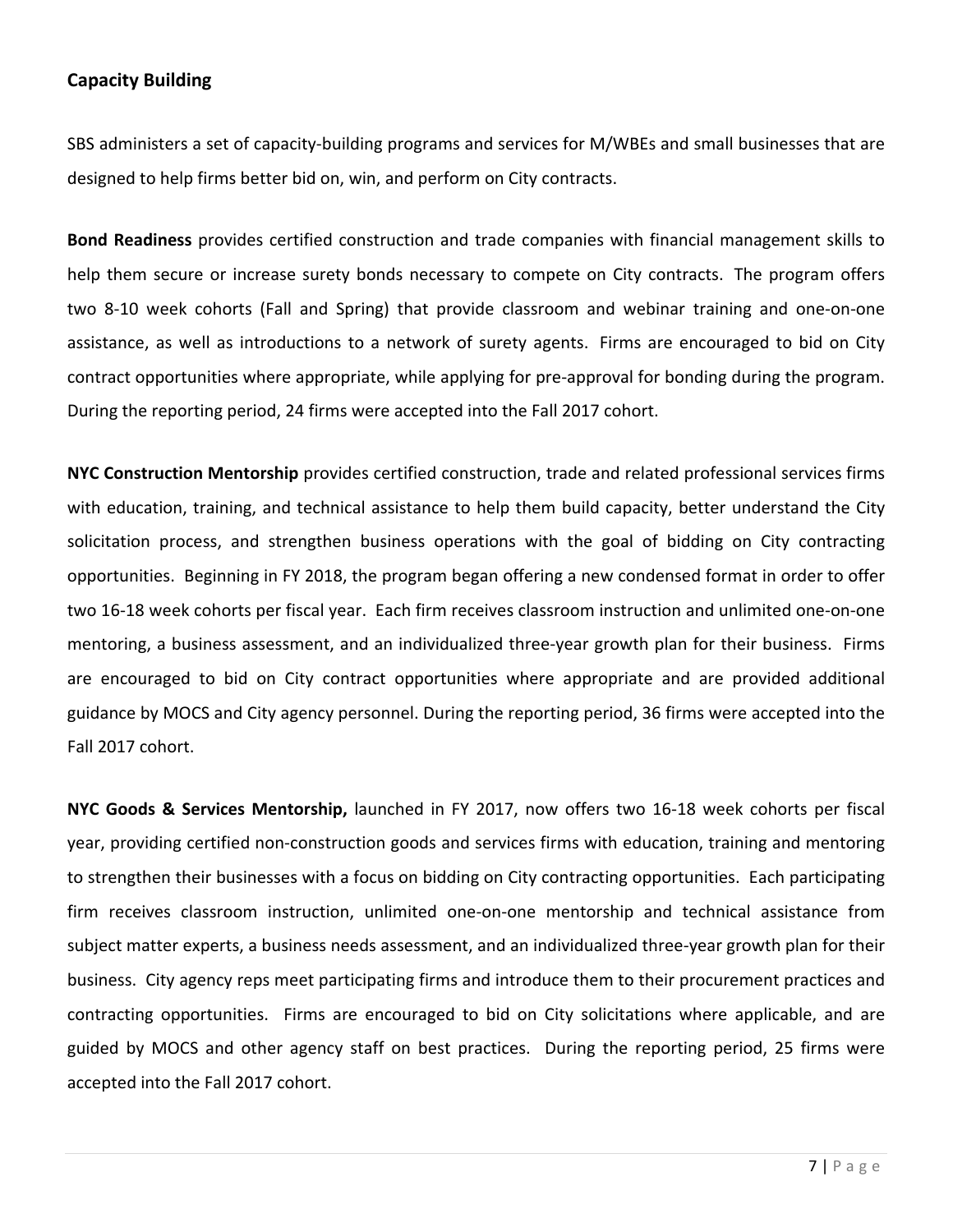## Capacity Building

SBS administers a set of capacity-building programs and services for M/WBEs and small businesses that are designed to help firms better bid on, win, and perform on City contracts.

**Bond Readiness** provides certified construction and trade companies with financial management skills to help them secure or increase surety bonds necessary to compete on City contracts. The program offers two 8-10 week cohorts (Fall and Spring) that provide classroom and webinar training and one-on-one assistance, as well as introductions to a network of surety agents. Firms are encouraged to bid on City contract opportunities where appropriate, while applying for pre-approval for bonding during the program. During the reporting period, 24 firms were accepted into the Fall 2017 cohort.

**NYC Construction Mentorship** provides certified construction, trade and related professional services firms with education, training, and technical assistance to help them build capacity, better understand the City solicitation process, and strengthen business operations with the goal of bidding on City contracting opportunities. Beginning in FY 2018, the program began offering a new condensed format in order to offer two 16-18 week cohorts per fiscal year. Each firm receives classroom instruction and unlimited one-on-one mentoring, a business assessment, and an individualized three-year growth plan for their business. Firms are encouraged to bid on City contract opportunities where appropriate and are provided additional guidance by MOCS and City agency personnel. During the reporting period, 36 firms were accepted into the Fall 2017 cohort.

**NYC Goods & Services Mentorship,** launched in FY 2017, now offers two 16-18 week cohorts per fiscal year, providing certified non-construction goods and services firms with education, training and mentoring to strengthen their businesses with a focus on bidding on City contracting opportunities. Each participating firm receives classroom instruction, unlimited one-on-one mentorship and technical assistance from subject matter experts, a business needs assessment, and an individualized three-year growth plan for their business. City agency reps meet participating firms and introduce them to their procurement practices and contracting opportunities. Firms are encouraged to bid on City solicitations where applicable, and are guided by MOCS and other agency staff on best practices. During the reporting period, 25 firms were accepted into the Fall 2017 cohort.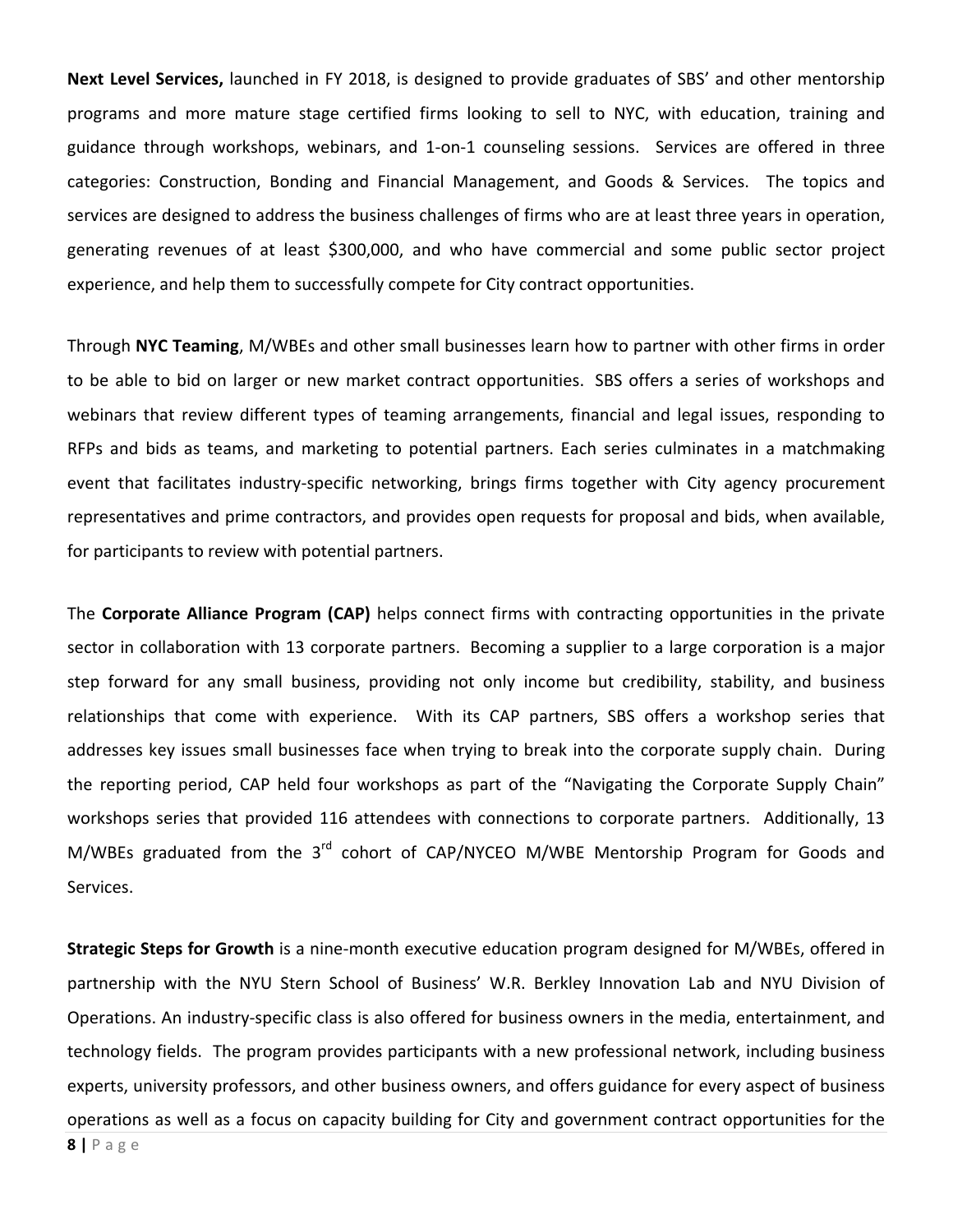**Next Level Services,** launched in FY 2018, is designed to provide graduates of SBS' and other mentorship programs and more mature stage certified firms looking to sell to NYC, with education, training and guidance through workshops, webinars, and 1-on-1 counseling sessions. Services are offered in three categories: Construction, Bonding and Financial Management, and Goods & Services. The topics and services are designed to address the business challenges of firms who are at least three years in operation, generating revenues of at least $300,000, and who have commercial and some public sector project experience, and help them to successfully compete for City contract opportunities.

Through **NYC Teaming**, M/WBEs and other small businesses learn how to partner with other firms in order to be able to bid on larger or new market contract opportunities. SBS offers a series of workshops and webinars that review different types of teaming arrangements, financial and legal issues, responding to RFPs and bids as teams, and marketing to potential partners. Each series culminates in a matchmaking event that facilitates industry-specific networking, brings firms together with City agency procurement representatives and prime contractors, and provides open requests for proposal and bids, when available, for participants to review with potential partners.

The **Corporate Alliance Program (CAP)** helps connect firms with contracting opportunities in the private sector in collaboration with 13 corporate partners. Becoming a supplier to a large corporation is a major step forward for any small business, providing not only income but credibility, stability, and business relationships that come with experience. With its CAP partners, SBS offers a workshop series that addresses key issues small businesses face when trying to break into the corporate supply chain. During the reporting period, CAP held four workshops as part of the "Navigating the Corporate Supply Chain" workshops series that provided 116 attendees with connections to corporate partners. Additionally, 13 M/WBEs graduated from the 3rd cohort of CAP/NYCEO M/WBE Mentorship Program for Goods and Services.

**Strategic Steps for Growth** is a nine-month executive education program designed for M/WBEs, offered in partnership with the NYU Stern School of Business' W.R. Berkley Innovation Lab and NYU Division of Operations. An industry-specific class is also offered for business owners in the media, entertainment, and technology fields. The program provides participants with a new professional network, including business experts, university professors, and other business owners, and offers guidance for every aspect of business operations as well as a focus on capacity building for City and government contract opportunities for the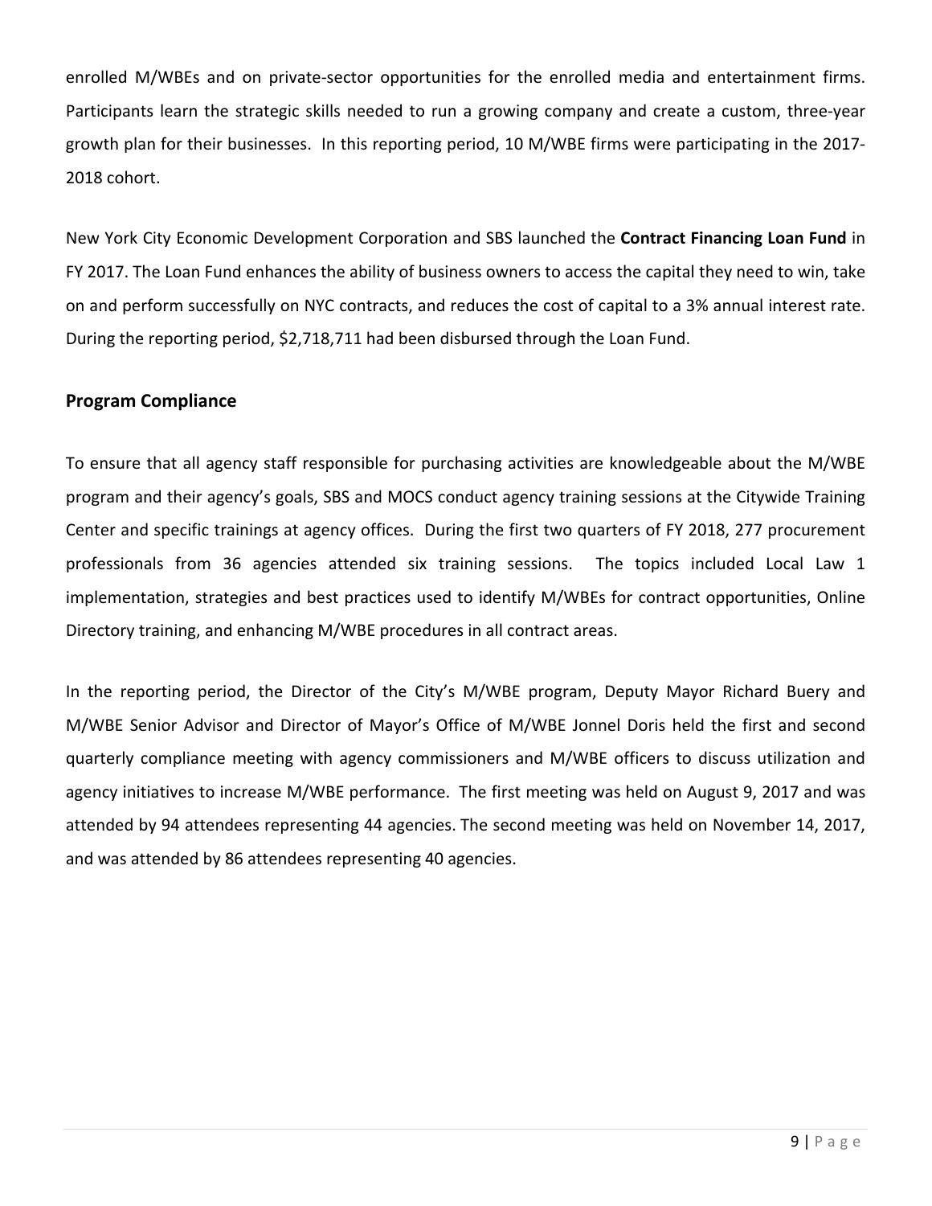enrolled M/WBEs and on private-sector opportunities for the enrolled media and entertainment firms. Participants learn the strategic skills needed to run a growing company and create a custom, three-year growth plan for their businesses. In this reporting period, 10 M/WBE firms were participating in the 2017-2018 cohort.

New York City Economic Development Corporation and SBS launched the **Contract Financing Loan Fund** in FY 2017. The Loan Fund enhances the ability of business owners to access the capital they need to win, take on and perform successfully on NYC contracts, and reduces the cost of capital to a 3% annual interest rate. During the reporting period, $2,718,711 had been disbursed through the Loan Fund.

## Program Compliance

To ensure that all agency staff responsible for purchasing activities are knowledgeable about the M/WBE program and their agency's goals, SBS and MOCS conduct agency training sessions at the Citywide Training Center and specific trainings at agency offices. During the first two quarters of FY 2018, 277 procurement professionals from 36 agencies attended six training sessions. The topics included Local Law 1 implementation, strategies and best practices used to identify M/WBEs for contract opportunities, Online Directory training, and enhancing M/WBE procedures in all contract areas.

In the reporting period, the Director of the City's M/WBE program, Deputy Mayor Richard Buery and M/WBE Senior Advisor and Director of Mayor's Office of M/WBE Jonnel Doris held the first and second quarterly compliance meeting with agency commissioners and M/WBE officers to discuss utilization and agency initiatives to increase M/WBE performance. The first meeting was held on August 9, 2017 and was attended by 94 attendees representing 44 agencies. The second meeting was held on November 14, 2017, and was attended by 86 attendees representing 40 agencies.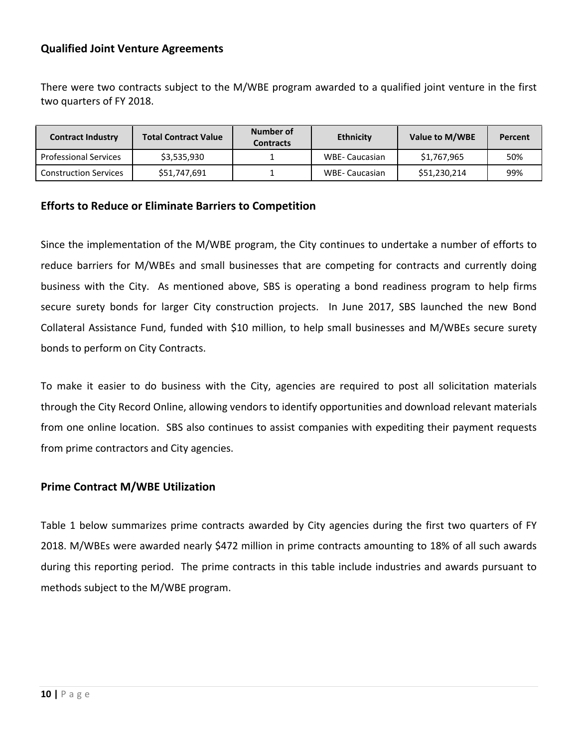## Qualified Joint Venture Agreements

There were two contracts subject to the M/WBE program awarded to a qualified joint venture in the first two quarters of FY 2018.

| Contract Industry | Total Contract Value | Number of Contracts | Ethnicity | Value to M/WBE | Percent |
|---|---|---|---|---|---|
| Professional Services | $3,535,930 | 1 | WBE- Caucasian | $1,767,965 | 50% |
| Construction Services | $51,747,691 | 1 | WBE- Caucasian | $51,230,214 | 99% |

## Efforts to Reduce or Eliminate Barriers to Competition

Since the implementation of the M/WBE program, the City continues to undertake a number of efforts to reduce barriers for M/WBEs and small businesses that are competing for contracts and currently doing business with the City. As mentioned above, SBS is operating a bond readiness program to help firms secure surety bonds for larger City construction projects. In June 2017, SBS launched the new Bond Collateral Assistance Fund, funded with $10 million, to help small businesses and M/WBEs secure surety bonds to perform on City Contracts.

To make it easier to do business with the City, agencies are required to post all solicitation materials through the City Record Online, allowing vendors to identify opportunities and download relevant materials from one online location. SBS also continues to assist companies with expediting their payment requests from prime contractors and City agencies.

## Prime Contract M/WBE Utilization

Table 1 below summarizes prime contracts awarded by City agencies during the first two quarters of FY 2018. M/WBEs were awarded nearly $472 million in prime contracts amounting to 18% of all such awards during this reporting period. The prime contracts in this table include industries and awards pursuant to methods subject to the M/WBE program.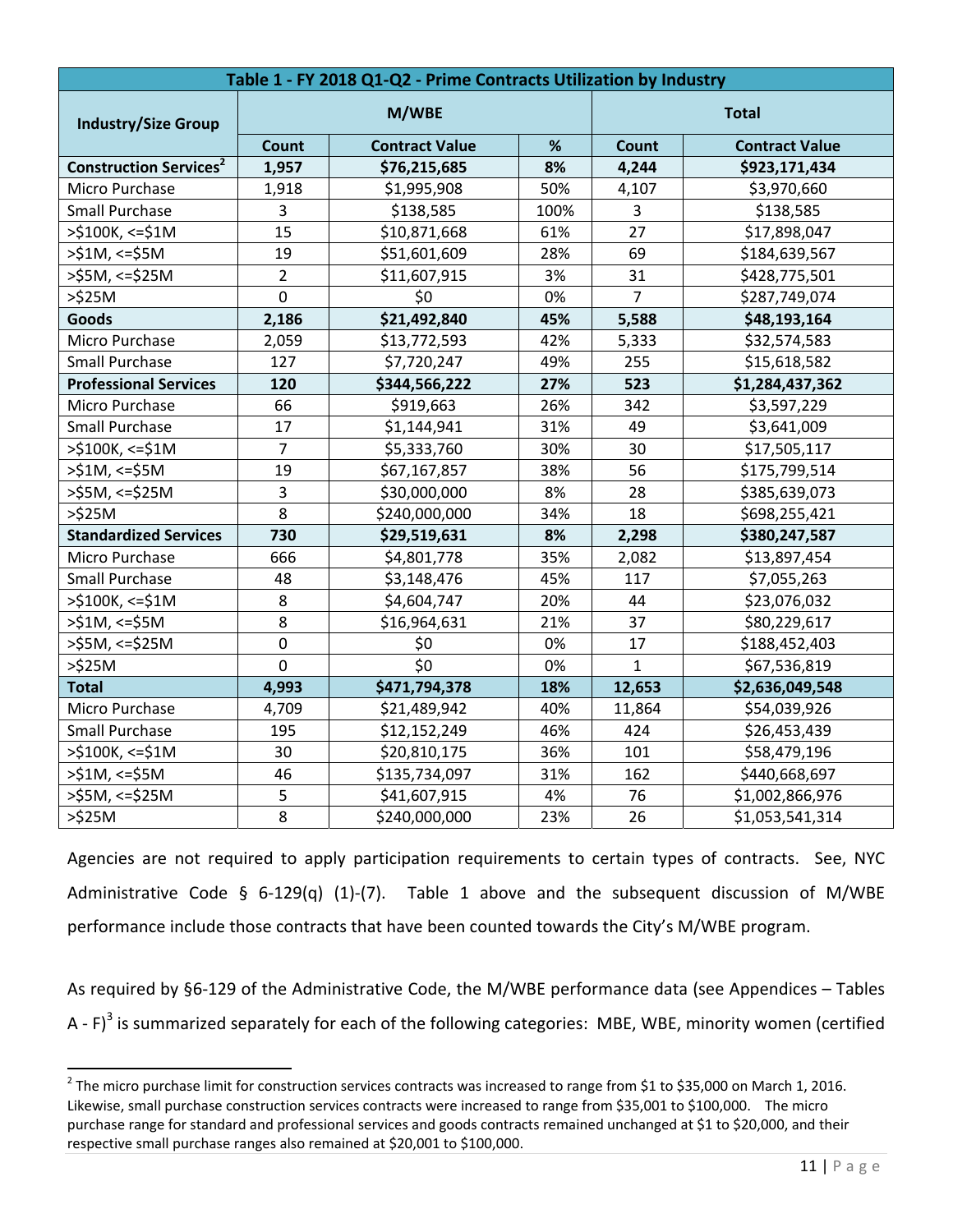| Table 1 - FY 2018 Q1-Q2 - Prime Contracts Utilization by Industry | | | | | |
|---|---|---|---|---|---|
| Industry/Size Group | M/WBE | | | Total | |
| | Count | Contract Value | % | Count | Contract Value |
| **Construction Services[2]** | **1,957** | **$76,215,685** | **8%** | **4,244** | **$923,171,434** |
| Micro Purchase | 1,918 | $1,995,908 | 50% | 4,107 | $3,970,660 |
| Small Purchase | 3 | $138,585 | 100% | 3 | $138,585 |
| >$100K, <=$1M | 15 | $10,871,668 | 61% | 27 | $17,898,047 |
| >$1M, <=$5M | 19 | $51,601,609 | 28% | 69 | $184,639,567 |
| >$5M, <=$25M | 2 | $11,607,915 | 3% | 31 | $428,775,501 |
| >$25M | 0 | $0 | 0% | 7 | $287,749,074 |
| **Goods** | **2,186** | **$21,492,840** | **45%** | **5,588** | **$48,193,164** |
| Micro Purchase | 2,059 | $13,772,593 | 42% | 5,333 | $32,574,583 |
| Small Purchase | 127 | $7,720,247 | 49% | 255 | $15,618,582 |
| **Professional Services** | **120** | **$344,566,222** | **27%** | **523** | **$1,284,437,362** |
| Micro Purchase | 66 | $919,663 | 26% | 342 | $3,597,229 |
| Small Purchase | 17 | $1,144,941 | 31% | 49 | $3,641,009 |
| >$100K, <=$1M | 7 | $5,333,760 | 30% | 30 | $17,505,117 |
| >$1M, <=$5M | 19 | $67,167,857 | 38% | 56 | $175,799,514 |
| >$5M, <=$25M | 3 | $30,000,000 | 8% | 28 | $385,639,073 |
| >$25M | 8 | $240,000,000 | 34% | 18 | $698,255,421 |
| **Standardized Services** | **730** | **$29,519,631** | **8%** | **2,298** | **$380,247,587** |
| Micro Purchase | 666 | $4,801,778 | 35% | 2,082 | $13,897,454 |
| Small Purchase | 48 | $3,148,476 | 45% | 117 | $7,055,263 |
| >$100K, <=$1M | 8 | $4,604,747 | 20% | 44 | $23,076,032 |
| >$1M, <=$5M | 8 | $16,964,631 | 21% | 37 | $80,229,617 |
| >$5M, <=$25M | 0 | $0 | 0% | 17 | $188,452,403 |
| >$25M | 0 | $0 | 0% | 1 | $67,536,819 |
| **Total** | **4,993** | **$471,794,378** | **18%** | **12,653** | **$2,636,049,548** |
| Micro Purchase | 4,709 | $21,489,942 | 40% | 11,864 | $54,039,926 |
| Small Purchase | 195 | $12,152,249 | 46% | 424 | $26,453,439 |
| >$100K, <=$1M | 30 | $20,810,175 | 36% | 101 | $58,479,196 |
| >$1M, <=$5M | 46 | $135,734,097 | 31% | 162 | $440,668,697 |
| >$5M, <=$25M | 5 | $41,607,915 | 4% | 76 | $1,002,866,976 |
| >$25M | 8 | $240,000,000 | 23% | 26 | $1,053,541,314 |

Agencies are not required to apply participation requirements to certain types of contracts. See, NYC Administrative Code § 6-129(q) (1)-(7). Table 1 above and the subsequent discussion of M/WBE performance include those contracts that have been counted towards the City's M/WBE program.

As required by §6-129 of the Administrative Code, the M/WBE performance data (see Appendices – Tables A - F)[3] is summarized separately for each of the following categories: MBE, WBE, minority women (certified

[2] The micro purchase limit for construction services contracts was increased to range from $1 to $35,000 on March 1, 2016. Likewise, small purchase construction services contracts were increased to range from $35,001 to $100,000. The micro purchase range for standard and professional services and goods contracts remained unchanged at $1 to $20,000, and their respective small purchase ranges also remained at $20,001 to $100,000.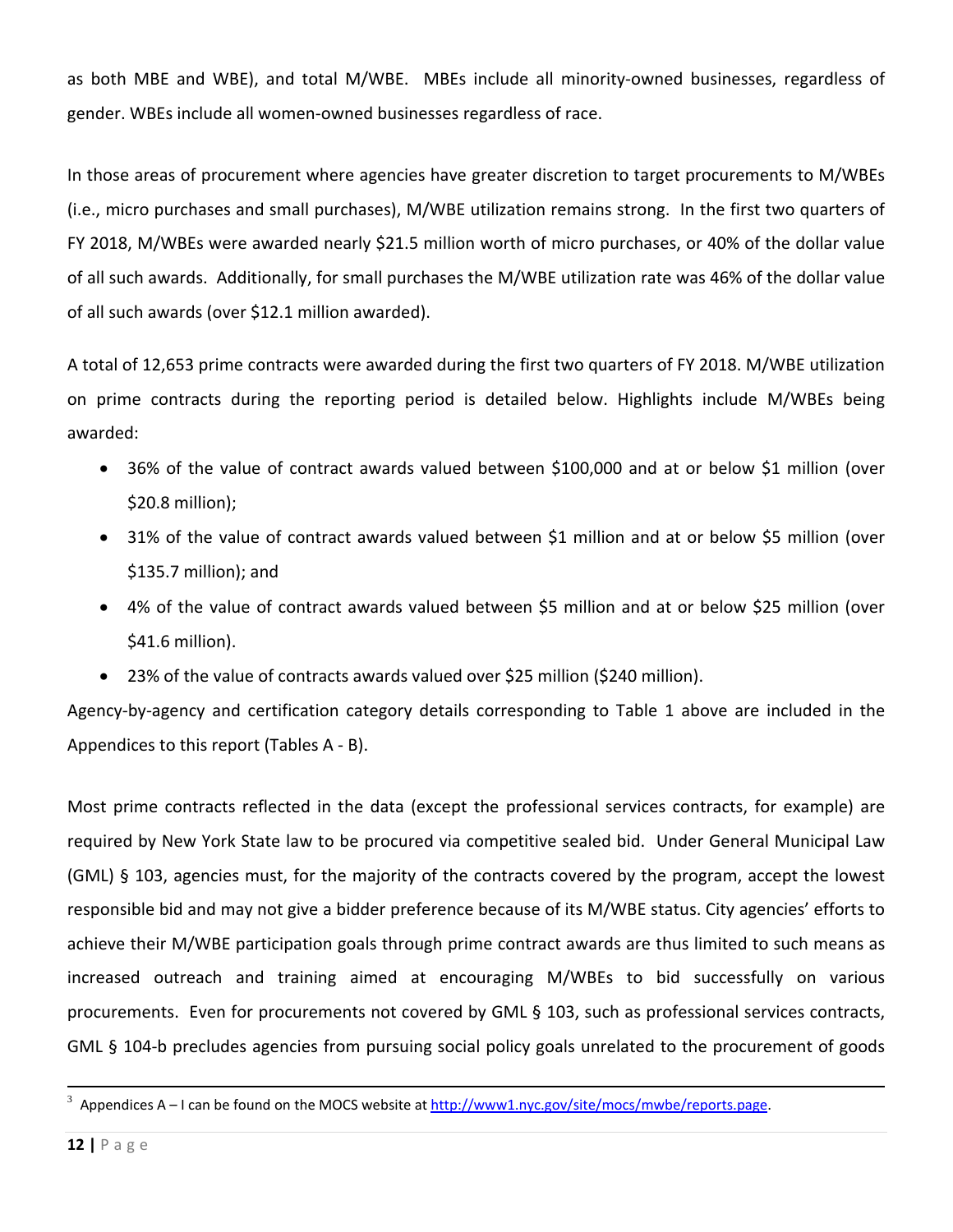as both MBE and WBE), and total M/WBE. MBEs include all minority-owned businesses, regardless of gender. WBEs include all women-owned businesses regardless of race.

In those areas of procurement where agencies have greater discretion to target procurements to M/WBEs (i.e., micro purchases and small purchases), M/WBE utilization remains strong. In the first two quarters of FY 2018, M/WBEs were awarded nearly $21.5 million worth of micro purchases, or 40% of the dollar value of all such awards. Additionally, for small purchases the M/WBE utilization rate was 46% of the dollar value of all such awards (over $12.1 million awarded).

A total of 12,653 prime contracts were awarded during the first two quarters of FY 2018. M/WBE utilization on prime contracts during the reporting period is detailed below. Highlights include M/WBEs being awarded:

- 36% of the value of contract awards valued between $100,000 and at or below $1 million (over $20.8 million);
- 31% of the value of contract awards valued between $1 million and at or below $5 million (over $135.7 million); and
- 4% of the value of contract awards valued between $5 million and at or below $25 million (over $41.6 million).
- 23% of the value of contracts awards valued over $25 million ($240 million).

Agency-by-agency and certification category details corresponding to Table 1 above are included in the Appendices to this report (Tables A - B).

Most prime contracts reflected in the data (except the professional services contracts, for example) are required by New York State law to be procured via competitive sealed bid. Under General Municipal Law (GML) § 103, agencies must, for the majority of the contracts covered by the program, accept the lowest responsible bid and may not give a bidder preference because of its M/WBE status. City agencies' efforts to achieve their M/WBE participation goals through prime contract awards are thus limited to such means as increased outreach and training aimed at encouraging M/WBEs to bid successfully on various procurements. Even for procurements not covered by GML § 103, such as professional services contracts, GML § 104-b precludes agencies from pursuing social policy goals unrelated to the procurement of goods

[3] Appendices A – I can be found on the MOCS website at http://www1.nyc.gov/site/mocs/mwbe/reports.page.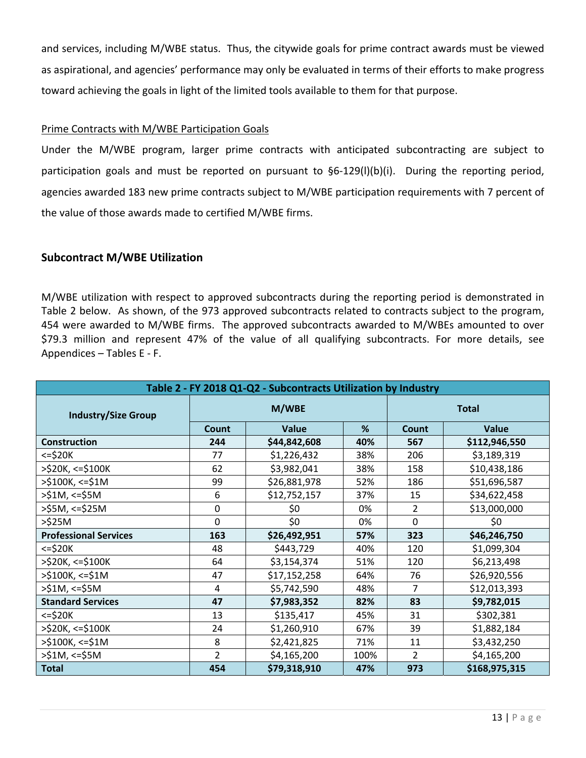and services, including M/WBE status. Thus, the citywide goals for prime contract awards must be viewed as aspirational, and agencies' performance may only be evaluated in terms of their efforts to make progress toward achieving the goals in light of the limited tools available to them for that purpose.

Prime Contracts with M/WBE Participation Goals

Under the M/WBE program, larger prime contracts with anticipated subcontracting are subject to participation goals and must be reported on pursuant to §6-129(l)(b)(i). During the reporting period, agencies awarded 183 new prime contracts subject to M/WBE participation requirements with 7 percent of the value of those awards made to certified M/WBE firms.

## Subcontract M/WBE Utilization

M/WBE utilization with respect to approved subcontracts during the reporting period is demonstrated in Table 2 below. As shown, of the 973 approved subcontracts related to contracts subject to the program, 454 were awarded to M/WBE firms. The approved subcontracts awarded to M/WBEs amounted to over $79.3 million and represent 47% of the value of all qualifying subcontracts. For more details, see Appendices – Tables E - F.

**Table 2 - FY 2018 Q1-Q2 - Subcontracts Utilization by Industry**

| Industry/Size Group | M/WBE | | | Total | |
|---|---|---|---|---|---|
| | Count | Value | % | Count | Value |
| **Construction** | **244** | **$44,842,608** | **40%** | **567** | **$112,946,550** |
| <=$20K | 77 | $1,226,432 | 38% | 206 | $3,189,319 |
| >$20K, <=$100K | 62 | $3,982,041 | 38% | 158 | $10,438,186 |
| >$100K, <=$1M | 99 | $26,881,978 | 52% | 186 | $51,696,587 |
| >$1M, <=$5M | 6 | $12,752,157 | 37% | 15 | $34,622,458 |
| >$5M, <=$25M | 0 | $0 | 0% | 2 | $13,000,000 |
| >$25M | 0 | $0 | 0% | 0 | $0 |
| **Professional Services** | **163** | **$26,492,951** | **57%** | **323** | **$46,246,750** |
| <=$20K | 48 | $443,729 | 40% | 120 | $1,099,304 |
| >$20K, <=$100K | 64 | $3,154,374 | 51% | 120 | $6,213,498 |
| >$100K, <=$1M | 47 | $17,152,258 | 64% | 76 | $26,920,556 |
| >$1M, <=$5M | 4 | $5,742,590 | 48% | 7 | $12,013,393 |
| **Standard Services** | **47** | **$7,983,352** | **82%** | **83** | **$9,782,015** |
| <=$20K | 13 | $135,417 | 45% | 31 | $302,381 |
| >$20K, <=$100K | 24 | $1,260,910 | 67% | 39 | $1,882,184 |
| >$100K, <=$1M | 8 | $2,421,825 | 71% | 11 | $3,432,250 |
| >$1M, <=$5M | 2 | $4,165,200 | 100% | 2 | $4,165,200 |
| **Total** | **454** | **$79,318,910** | **47%** | **973** | **$168,975,315** |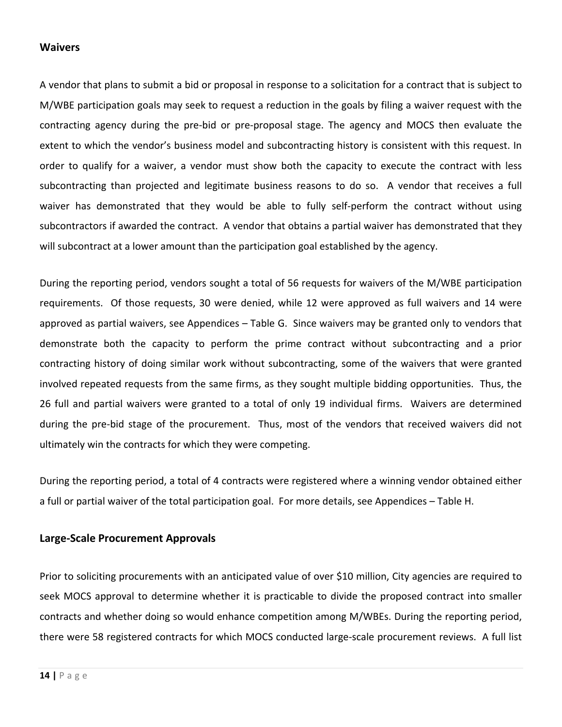## Waivers

A vendor that plans to submit a bid or proposal in response to a solicitation for a contract that is subject to M/WBE participation goals may seek to request a reduction in the goals by filing a waiver request with the contracting agency during the pre-bid or pre-proposal stage. The agency and MOCS then evaluate the extent to which the vendor's business model and subcontracting history is consistent with this request. In order to qualify for a waiver, a vendor must show both the capacity to execute the contract with less subcontracting than projected and legitimate business reasons to do so. A vendor that receives a full waiver has demonstrated that they would be able to fully self-perform the contract without using subcontractors if awarded the contract. A vendor that obtains a partial waiver has demonstrated that they will subcontract at a lower amount than the participation goal established by the agency.

During the reporting period, vendors sought a total of 56 requests for waivers of the M/WBE participation requirements. Of those requests, 30 were denied, while 12 were approved as full waivers and 14 were approved as partial waivers, see Appendices – Table G. Since waivers may be granted only to vendors that demonstrate both the capacity to perform the prime contract without subcontracting and a prior contracting history of doing similar work without subcontracting, some of the waivers that were granted involved repeated requests from the same firms, as they sought multiple bidding opportunities. Thus, the 26 full and partial waivers were granted to a total of only 19 individual firms. Waivers are determined during the pre-bid stage of the procurement. Thus, most of the vendors that received waivers did not ultimately win the contracts for which they were competing.

During the reporting period, a total of 4 contracts were registered where a winning vendor obtained either a full or partial waiver of the total participation goal. For more details, see Appendices – Table H.

## Large-Scale Procurement Approvals

Prior to soliciting procurements with an anticipated value of over $10 million, City agencies are required to seek MOCS approval to determine whether it is practicable to divide the proposed contract into smaller contracts and whether doing so would enhance competition among M/WBEs. During the reporting period, there were 58 registered contracts for which MOCS conducted large-scale procurement reviews. A full list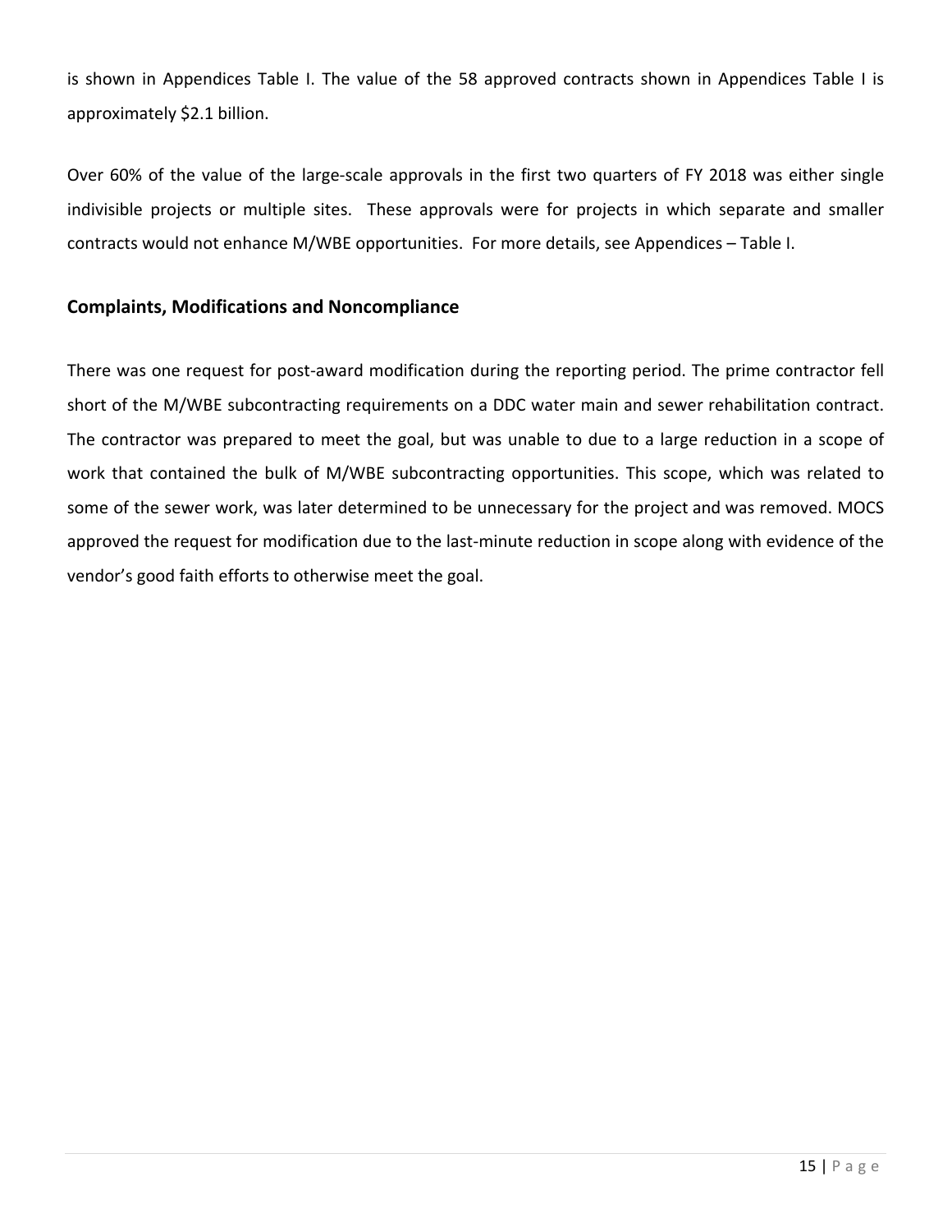is shown in Appendices Table I. The value of the 58 approved contracts shown in Appendices Table I is approximately $2.1 billion.

Over 60% of the value of the large-scale approvals in the first two quarters of FY 2018 was either single indivisible projects or multiple sites. These approvals were for projects in which separate and smaller contracts would not enhance M/WBE opportunities. For more details, see Appendices – Table I.

## Complaints, Modifications and Noncompliance

There was one request for post-award modification during the reporting period. The prime contractor fell short of the M/WBE subcontracting requirements on a DDC water main and sewer rehabilitation contract. The contractor was prepared to meet the goal, but was unable to due to a large reduction in a scope of work that contained the bulk of M/WBE subcontracting opportunities. This scope, which was related to some of the sewer work, was later determined to be unnecessary for the project and was removed. MOCS approved the request for modification due to the last-minute reduction in scope along with evidence of the vendor's good faith efforts to otherwise meet the goal.